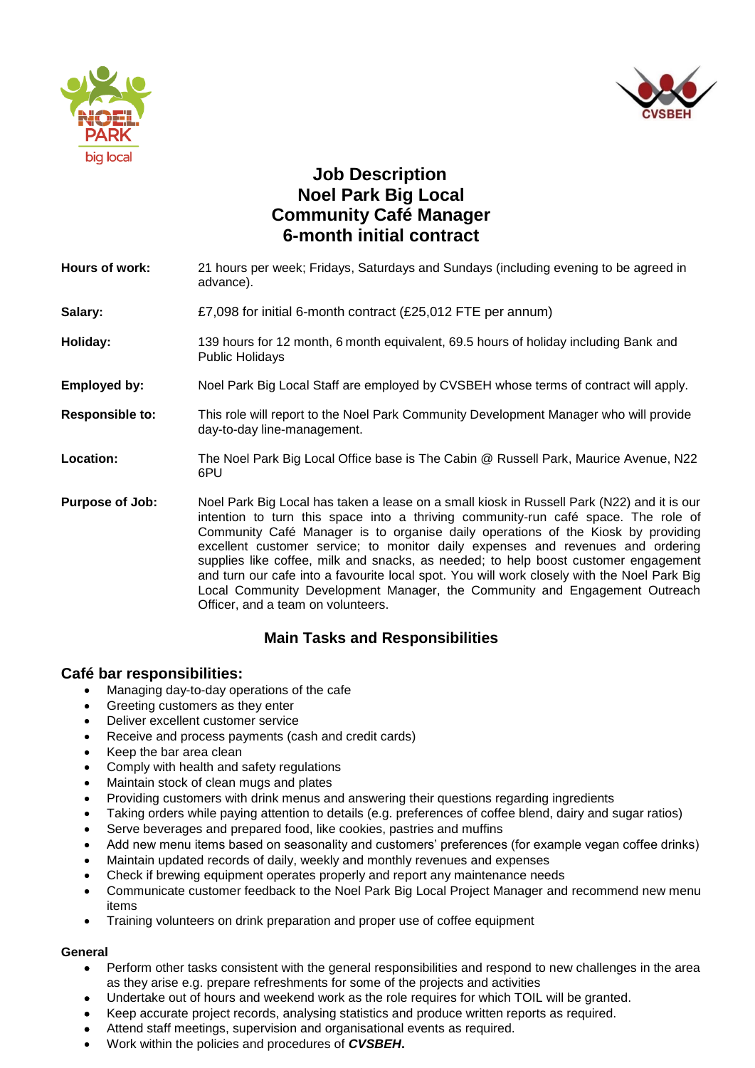# Job Description
# Noel Park Big Local
# Community Café Manager
# 6-month initial contract

| | |
|---|---|
| **Hours of work:** | 21 hours per week; Fridays, Saturdays and Sundays (including evening to be agreed in advance). |
| **Salary:** | £7,098 for initial 6-month contract (£25,012 FTE per annum) |
| **Holiday:** | 139 hours for 12 month, 6 month equivalent, 69.5 hours of holiday including Bank and Public Holidays |
| **Employed by:** | Noel Park Big Local Staff are employed by CVSBEH whose terms of contract will apply. |
| **Responsible to:** | This role will report to the Noel Park Community Development Manager who will provide day-to-day line-management. |
| **Location:** | The Noel Park Big Local Office base is The Cabin @ Russell Park, Maurice Avenue, N22 6PU |
| **Purpose of Job:** | Noel Park Big Local has taken a lease on a small kiosk in Russell Park (N22) and it is our intention to turn this space into a thriving community-run café space. The role of Community Café Manager is to organise daily operations of the Kiosk by providing excellent customer service; to monitor daily expenses and revenues and ordering supplies like coffee, milk and snacks, as needed; to help boost customer engagement and turn our cafe into a favourite local spot. You will work closely with the Noel Park Big Local Community Development Manager, the Community and Engagement Outreach Officer, and a team on volunteers. |

## Main Tasks and Responsibilities

### Café bar responsibilities:

- Managing day-to-day operations of the cafe
- Greeting customers as they enter
- Deliver excellent customer service
- Receive and process payments (cash and credit cards)
- Keep the bar area clean
- Comply with health and safety regulations
- Maintain stock of clean mugs and plates
- Providing customers with drink menus and answering their questions regarding ingredients
- Taking orders while paying attention to details (e.g. preferences of coffee blend, dairy and sugar ratios)
- Serve beverages and prepared food, like cookies, pastries and muffins
- Add new menu items based on seasonality and customers' preferences (for example vegan coffee drinks)
- Maintain updated records of daily, weekly and monthly revenues and expenses
- Check if brewing equipment operates properly and report any maintenance needs
- Communicate customer feedback to the Noel Park Big Local Project Manager and recommend new menu items
- Training volunteers on drink preparation and proper use of coffee equipment

#### General

- Perform other tasks consistent with the general responsibilities and respond to new challenges in the area as they arise e.g. prepare refreshments for some of the projects and activities
- Undertake out of hours and weekend work as the role requires for which TOIL will be granted.
- Keep accurate project records, analysing statistics and produce written reports as required.
- Attend staff meetings, supervision and organisational events as required.
- Work within the policies and procedures of ***CVSBEH***.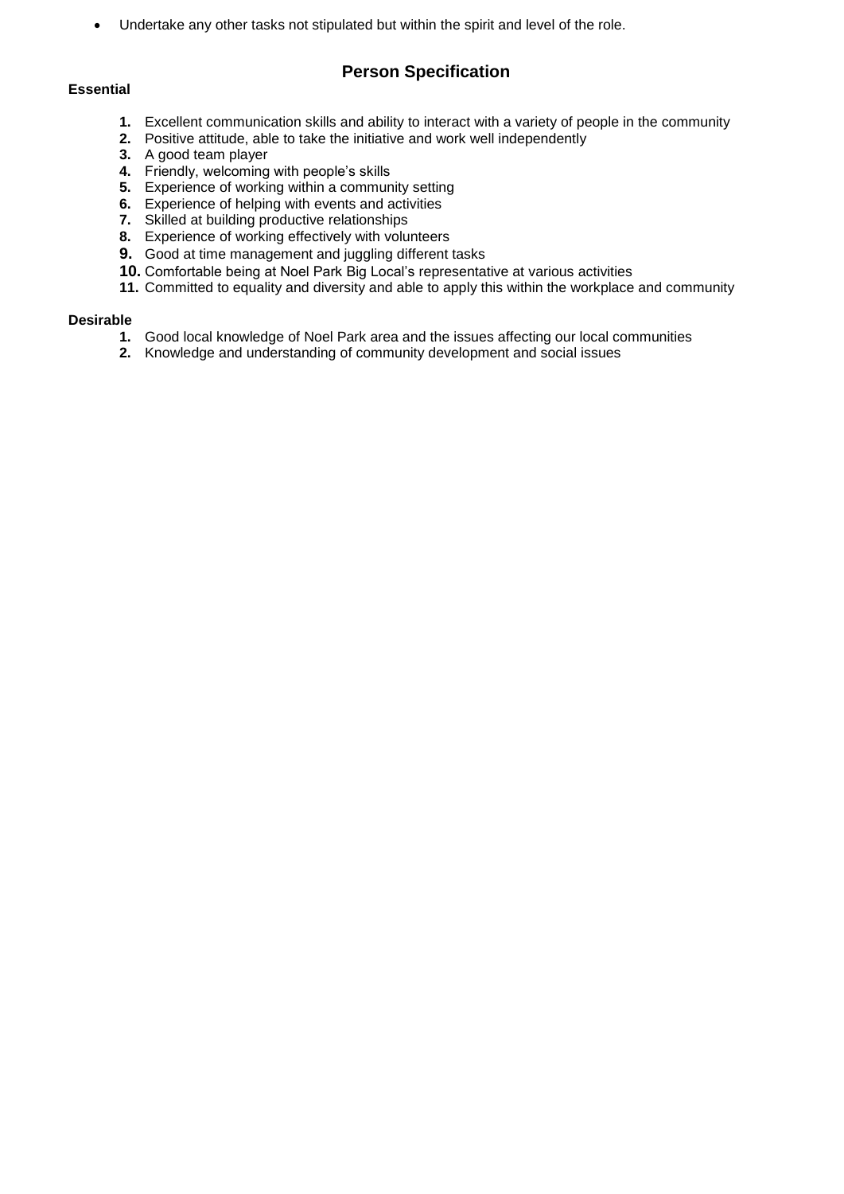- Undertake any other tasks not stipulated but within the spirit and level of the role.

## Person Specification

**Essential**

1. Excellent communication skills and ability to interact with a variety of people in the community
2. Positive attitude, able to take the initiative and work well independently
3. A good team player
4. Friendly, welcoming with people's skills
5. Experience of working within a community setting
6. Experience of helping with events and activities
7. Skilled at building productive relationships
8. Experience of working effectively with volunteers
9. Good at time management and juggling different tasks
10. Comfortable being at Noel Park Big Local's representative at various activities
11. Committed to equality and diversity and able to apply this within the workplace and community

**Desirable**

1. Good local knowledge of Noel Park area and the issues affecting our local communities
2. Knowledge and understanding of community development and social issues